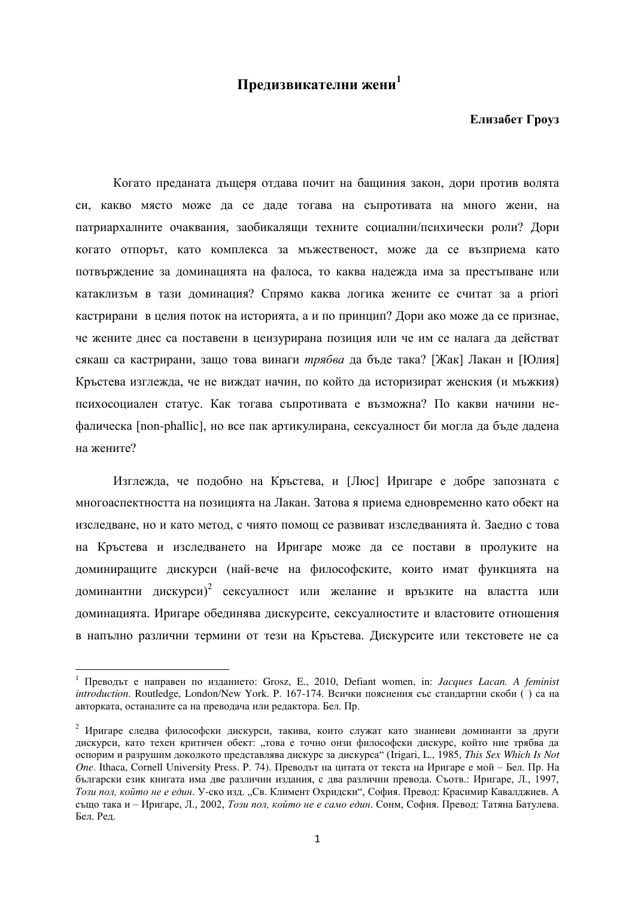# Предизвикателни жени[1]

**Елизабет Гроуз**

Когато предaната дъщеря отдава почит на бащиния закон, дори против волята си, какво място може да се даде тогава на съпротивата на много жени, на патриархалните очаквания, заобикалящи техните социални/психически роли? Дори когато отпорът, като комплекса за мъжественост, може да се възприема като потвърждение за доминацията на фалоса, то каква надежда има за престъпване или катаклизъм в тази доминация? Спрямо каква логика жените се считат за a priori кастрирани в целия поток на историята, а и по принцип? Дори ако може да се признае, че жените днес са поставени в цензурирана позиция или че им се налага да действат сякаш са кастрирани, защо това винаги *трябва* да бъде така? [Жак] Лакан и [Юлия] Кръстева изглежда, че не виждат начин, по който да историзират женския (и мъжкия) психосоциален статус. Как тогава съпротивата е възможна? По какви начини не-фалическа [non-phallic], но все пак артикулирана, сексуалност би могла да бъде дадена на жените?

Изглежда, че подобно на Кръстева, и [Люс] Иригаре е добре запозната с многоаспектността на позицията на Лакан. Затова я приема едновременно като обект на изследване, но и като метод, с чиято помощ се развиват изследванията ѝ. Заедно с това на Кръстева и изследването на Иригаре може да се постави в пролуките на доминиращите дискурси (най-вече на философските, които имат функцията на доминантни дискурси)[2] сексуалност или желание и връзките на властта или доминацията. Иригаре обединява дискурсите, сексуалностите и властовите отношения в напълно различни термини от тези на Кръстева. Дискурсите или текстовете не са

---

[1] Преводът е направен по изданието: Grosz, E., 2010, Defiant women, in: *Jacques Lacan. A feminist introduction*. Routledge, London/New York. P. 167-174. Всички пояснения със стандартни скоби ( ) са на авторката, останалите са на преводача или редактора. Бел. Пр.

[2] Иригаре следва философски дискурси, такива, които служат като знаниеви доминанти за други дискурси, като техен критичен обект: „това е точно онзи философски дискурс, който ние трябва да оспорим и разрушим доколкото представлява дискурс за дискурса" (Irigari, L., 1985, *This Sex Which Is Not One*. Ithaca, Cornell University Press. P. 74). Преводът на цитата от текста на Иригаре е мой – Бел. Пр. На български език книгата има две различни издания, с два различни превода. Съотв.: Иригаре, Л., 1997, *Този пол, който не е един*. У-ско изд. „Св. Климент Охридски", София. Превод: Красимир Кавалджиев. А също така и – Иригаре, Л., 2002, *Този пол, който не е само един*. Сонм, София. Превод: Татяна Батулева. Бел. Ред.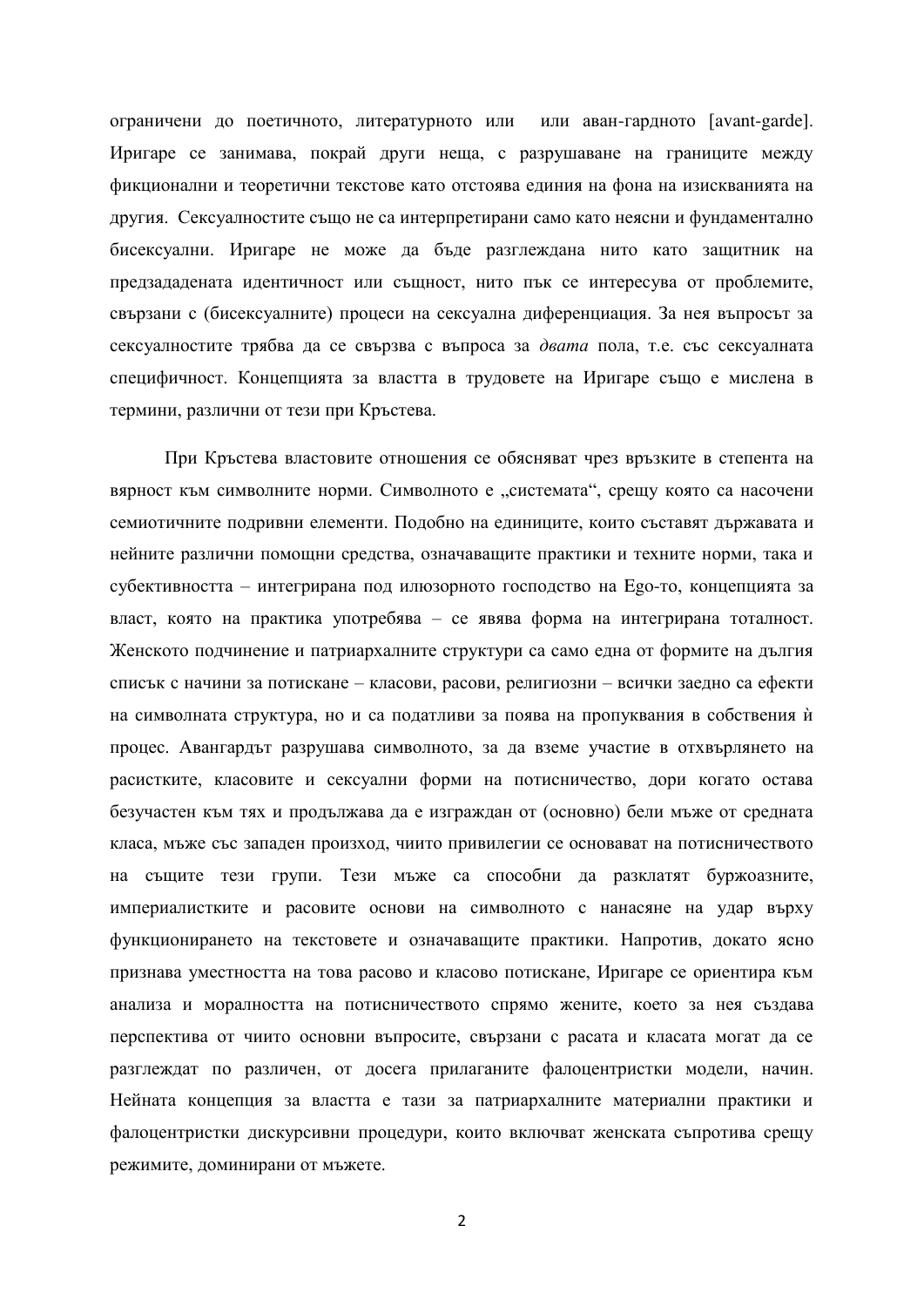ограничени до поетичното, литературното или  или аван-гардното [avant-garde]. Иригаре се занимава, покрай други неща, с разрушаване на границите между фикционални и теоретични текстове като отстоява единия на фона на изискванията на другия.  Сексуалностите също не са интерпретирани само като неясни и фундаментално бисексуални. Иригаре не може да бъде разглеждана нито като защитник на предзададената идентичност или същност, нито пък се интересува от проблемите, свързани с (бисексуалните) процеси на сексуална диференциация. За нея въпросът за сексуалностите трябва да се свързва с въпроса за *двата* пола, т.е. със сексуалната специфичност. Концепцията за властта в трудовете на Иригаре също е мислена в термини, различни от тези при Кръстева.

При Кръстева властовите отношения се обясняват чрез връзките в степента на вярност към символните норми. Символното е „системата“, срещу която са насочени семиотичните подривни елементи. Подобно на единиците, които съставят държавата и нейните различни помощни средства, означаващите практики и техните норми, така и субективността – интегрирана под илюзорното господство на Ego-то, концепцията за власт, която на практика употребява – се явява форма на интегрирана тоталност. Женското подчинение и патриархалните структури са само една от формите на дългия списък с начини за потискане – класови, расови, религиозни – всички заедно са ефекти на символната структура, но и са податливи за поява на пропуквания в собствения ѝ процес. Авангардът разрушава символното, за да вземе участие в отхвърлянето на расистките, класовите и сексуални форми на потисничество, дори когато остава безучастен към тях и продължава да е изграждан от (основно) бели мъже от средната класа, мъже със западен произход, чиито привилегии се основават на потисничеството на същите тези групи. Тези мъже са способни да разклатят буржоазните, империалистките и расовите основи на символното с нанасяне на удар върху функционирането на текстовете и означаващите практики. Напротив, докато ясно признава уместността на това расово и класово потискане, Иригаре се ориентира към анализа и моралността на потисничеството спрямо жените, което за нея създава перспектива от чиито основни въпросите, свързани с расата и класата могат да се разглеждат по различен, от досега прилаганите фалоцентристки модели, начин. Нейната концепция за властта е тази за патриархалните материални практики и фалоцентристки дискурсивни процедури, които включват женската съпротива срещу режимите, доминирани от мъжете.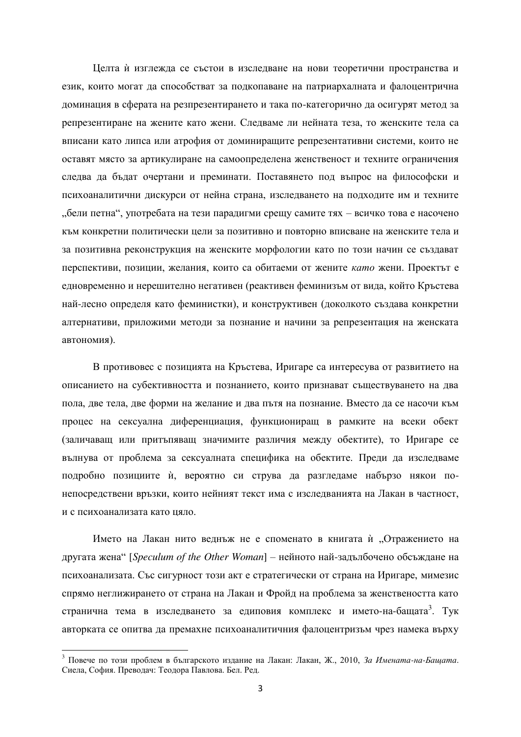Целта ѝ изглежда се състои в изследване на нови теоретични пространства и език, които могат да способстват за подкопаване на патриархалната и фалоцентрична доминация в сферата на резпрезентирането и така по-категорично да осигурят метод за репрезентиране на жените като жени. Следваме ли нейната теза, то женските тела са вписани като липса или атрофия от доминиращите репрезентативни системи, които не оставят място за артикулиране на самоопределена женственост и техните ограничения следва да бъдат очертани и преминати. Поставянето под въпрос на философски и психоаналитични дискурси от нейна страна, изследването на подходите им и техните „бели петна", употребата на тези парадигми срещу самите тях – всичко това е насочено към конкретни политически цели за позитивно и повторно вписване на женските тела и за позитивна реконструкция на женските морфологии като по този начин се създават перспективи, позиции, желания, които са обитаеми от жените *като* жени. Проектът е едновременно и нерешително негативен (реактивен феминизъм от вида, който Кръстева най-лесно определя като феминистки), и конструктивен (доколкото създава конкретни алтернативи, приложими методи за познание и начини за репрезентация на женската автономия).

В противовес с позицията на Кръстева, Иригаре са интересува от развитието на описанието на субективността и познанието, които признават съществуването на два пола, две тела, две форми на желание и два пътя на познание. Вместо да се насочи към процес на сексуална диференциация, функциониращ в рамките на всеки обект (заличаващ или притъпяващ значимите различия между обектите), то Иригаре се вълнува от проблема за сексуалната специфика на обектите. Преди да изследваме подробно позициите ѝ, вероятно си струва да разгледаме набързо някои по-непосредствени връзки, които нейният текст има с изследванията на Лакан в частност, и с психоанализата като цяло.

Името на Лакан нито веднъж не е споменато в книгата ѝ „Отражението на другата жена" [*Speculum of the Other Woman*] – нейното най-задълбочено обсъждане на психоанализата. Със сигурност този акт е стратегически от страна на Иригаре, мимезис спрямо неглижирането от страна на Лакан и Фройд на проблема за женствеността като странична тема в изследването за едиповия комплекс и името-на-бащата[3]. Тук авторката се опитва да премахне психоаналитичния фалоцентризъм чрез намека върху

[3] Повече по този проблем в българското издание на Лакан: Лакан, Ж., 2010, *За Имената-на-Бащата*. Сиела, София. Преводач: Теодора Павлова. Бел. Ред.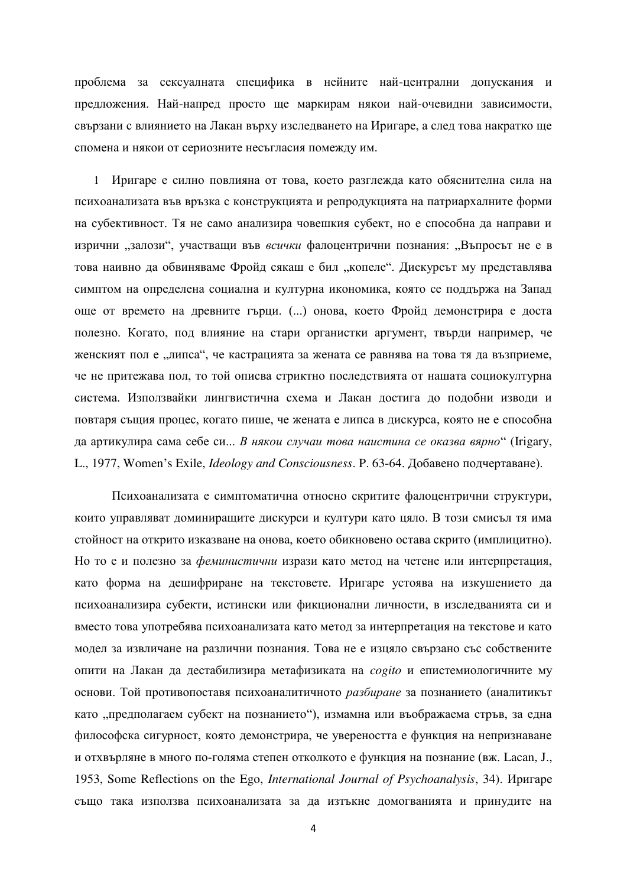проблема за сексуалната специфика в нейните най-централни допускания и предложения. Най-напред просто ще маркирам някои най-очевидни зависимости, свързани с влиянието на Лакан върху изследването на Иригаре, а след това накратко ще спомена и някои от сериозните несъгласия помежду им.

1 Иригаре е силно повлияна от това, което разглежда като обяснителна сила на психоанализата във връзка с конструкцията и репродукцията на патриархалните форми на субективност. Тя не само анализира човешкия субект, но е способна да направи и изрични „залози", участващи във *всички* фалоцентрични познания: „Въпросът не е в това наивно да обвиняваме Фройд сякаш е бил „копеле". Дискурсът му представлява симптом на определена социална и културна икономика, която се поддържа на Запад още от времето на древните гърци. (...) онова, което Фройд демонстрира е доста полезно. Когато, под влияние на стари органистки аргумент, твърди например, че женският пол е „липса", че кастрацията за жената се равнява на това тя да възприеме, че не притежава пол, то той описва стриктно последствията от нашата социокултурна система. Използвайки лингвистична схема и Лакан достига до подобни изводи и повтаря същия процес, когато пише, че жената е липса в дискурса, която не е способна да артикулира сама себе си... *В някои случаи това наистина се оказва вярно*" (Irigary, L., 1977, Women's Exile, *Ideology and Consciousness*. P. 63-64. Добавено подчертаване).

Психоанализата е симптоматична относно скритите фалоцентрични структури, които управляват доминиращите дискурси и култури като цяло. В този смисъл тя има стойност на открито изказване на онова, което обикновено остава скрито (имплицитно). Но то е и полезно за *феминистични* изрази като метод на четене или интерпретация, като форма на дешифриране на текстовете. Иригаре устоява на изкушението да психоанализира субекти, истински или фикционални личности, в изследванията си и вместо това употребява психоанализата като метод за интерпретация на текстове и като модел за извличане на различни познания. Това не е изцяло свързано със собствените опити на Лакан да дестабилизира метафизиката на *cogito* и епистемиологичните му основи. Той противопоставя психоаналитичното *разбиране* за познанието (аналитикът като „предполагаем субект на познанието"), измамна или въображаема стръв, за една философска сигурност, която демонстрира, че увереността е функция на непризнаване и отхвърляне в много по-голяма степен отколкото е функция на познание (вж. Lacan, J., 1953, Some Reflections on the Ego, *International Journal of Psychoanalysis*, 34). Иригаре също така използва психоанализата за да изтъкне домогванията и принудите на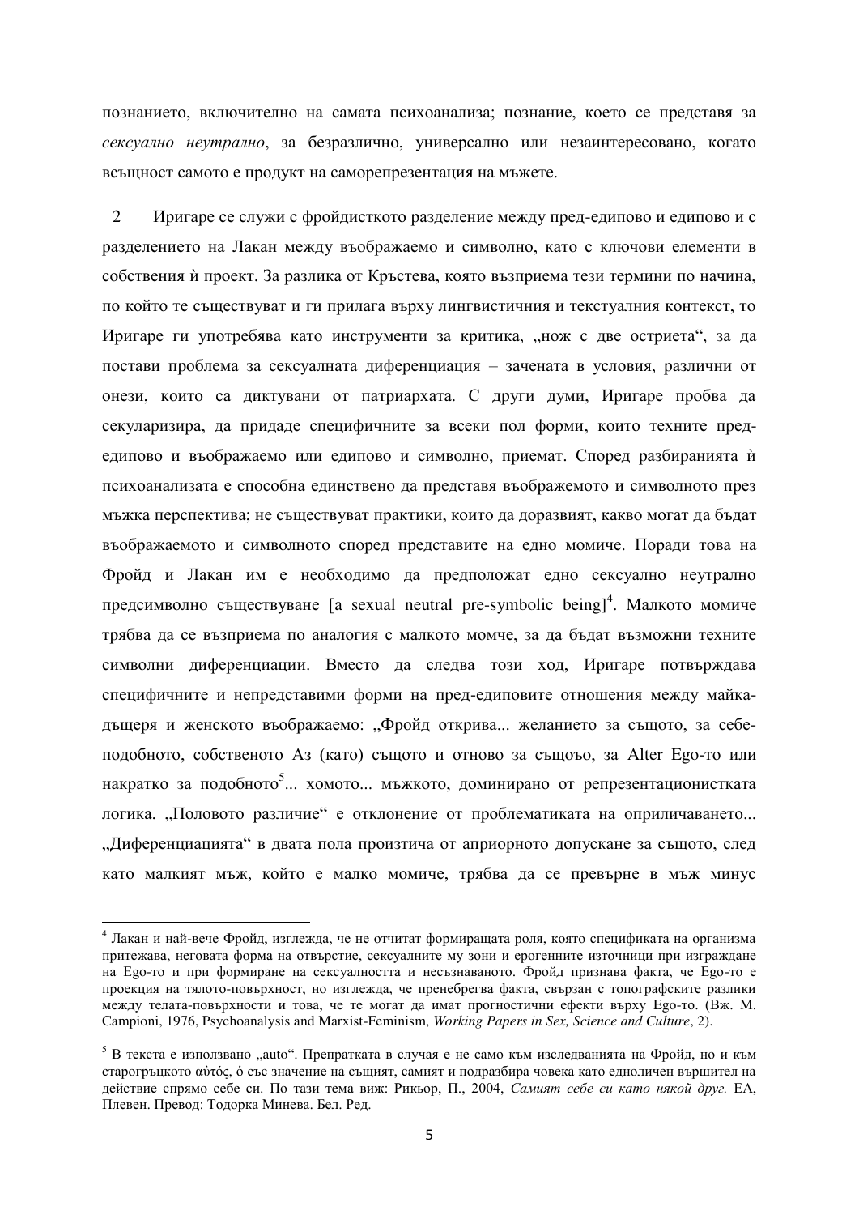познанието, включително на самата психоанализа; познание, което се представя за *сексуално неутрално*, за безразлично, универсално или незаинтересовано, когато всъщност самото е продукт на саморепрезентация на мъжете.

2 Иригаре се служи с фройдисткото разделение между пред-едипово и едипово и с разделението на Лакан между въображаемо и символно, като с ключови елементи в собствения ѝ проект. За разлика от Кръстева, която възприема тези термини по начина, по който те съществуват и ги прилага върху лингвистичния и текстуалния контекст, то Иригаре ги употребява като инструменти за критика, „нож с две остриета", за да постави проблема за сексуалната диференциация – заченатa в условия, различни от онези, които са диктувани от патриархата. С други думи, Иригаре пробва да секуларизира, да придаде специфичните за всеки пол форми, които техните пред-едипово и въображаемо или едипово и символно, приемат. Според разбиранията ѝ психоанализата е способна единствено да представя въображемото и символното през мъжка перспектива; не съществуват практики, които да доразвият, какво могат да бъдат въображаемото и символното според представите на едно момиче. Поради това на Фройд и Лакан им е необходимо да предположат едно сексуално неутрално предсимволно съществуване [a sexual neutral pre-symbolic being][4]. Малкото момиче трябва да се възприема по аналогия с малкото момче, за да бъдат възможни техните символни диференциации. Вместо да следва този ход, Иригаре потвърждава специфичните и непредставими форми на пред-едиповите отношения между майка-дъщеря и женското въображаемо: „Фройд открива... желанието за същото, за себе-подобното, собственото Аз (като) същото и отново за същоъо, за Alter Ego-то или накратко за подобното[5]... хомото... мъжкото, доминирано от репрезентационистката логика. „Половото различие" е отклонение от проблематиката на оприличаването... „Диференциацията" в двата пола произтича от априорното допускане за същото, след като малкият мъж, който е малко момиче, трябва да се превърне в мъж минус

---

[4] Лакан и най-вече Фройд, изглежда, че не отчитат формиращата роля, която спецификата на организма притежава, неговата форма на отвърстие, сексуалните му зони и ерогенните източници при изграждане на Ego-то и при формиране на сексуалността и несъзнаваното. Фройд признава факта, че Ego-то е проекция на тялото-повърхност, но изглежда, че пренебрегва факта, свързан с топографските разлики между телата-повърхности и това, че те могат да имат прогностични ефекти върху Ego-то. (Вж. M. Campioni, 1976, Psychoanalysis and Marxist-Feminism, *Working Papers in Sex, Science and Culture*, 2).

[5] В текста е използвано „auto". Препратката в случая е не само към изследванията на Фройд, но и към старогръцкото αὐτός, ὁ със значение на същият, самият и подразбира човека като едноличен вършител на действие спрямо себе си. По тази тема виж: Рикьор, П., 2004, *Самият себе си като някой друг.* ЕА, Плевен. Превод: Тодорка Минева. Бел. Ред.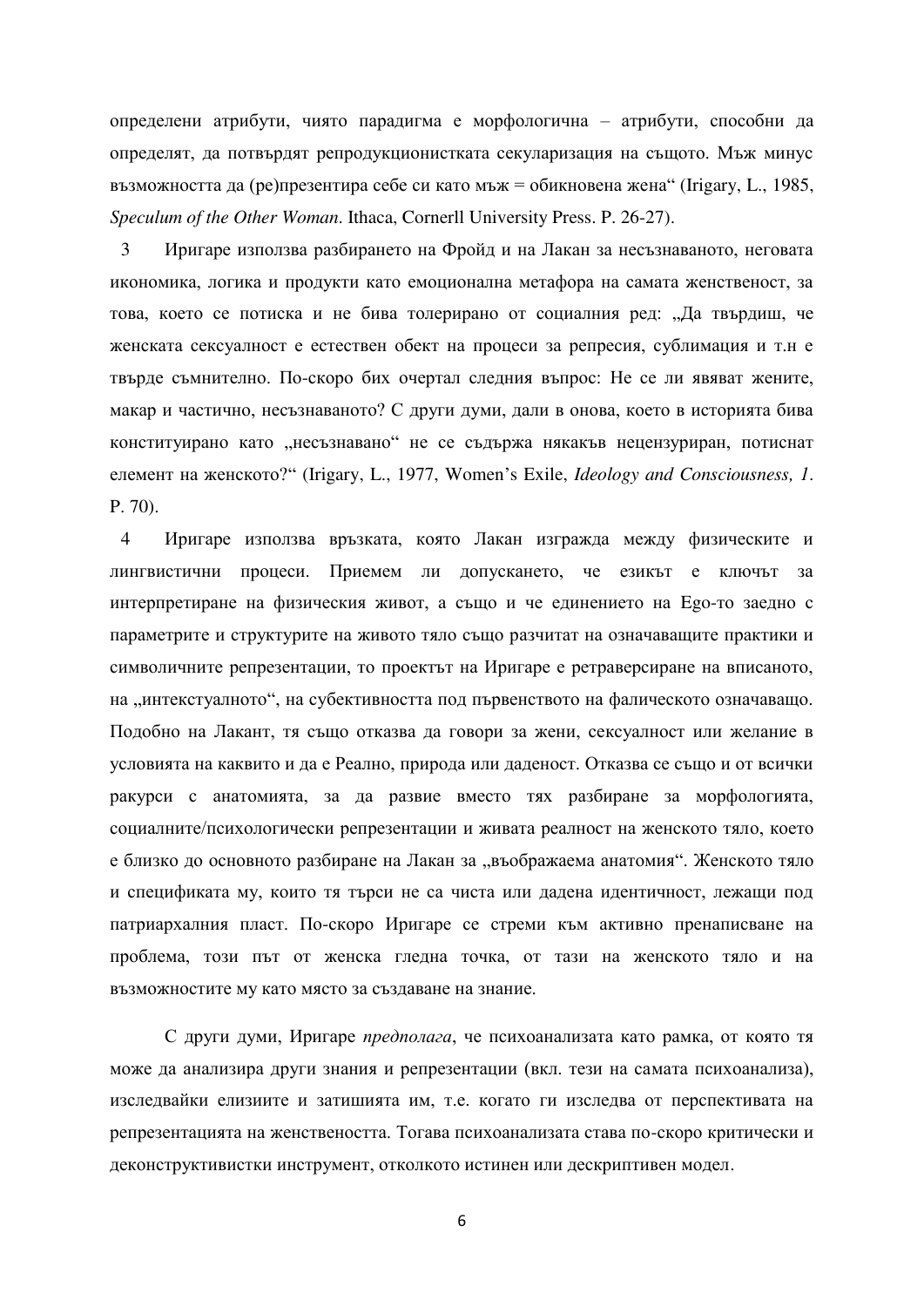определени атрибути, чиято парадигма е морфологична – атрибути, способни да определят, да потвърдят репродукционистката секуларизация на същото. Мъж минус възможността да (ре)презентира себе си като мъж = обикновена жена“ (Irigary, L., 1985, *Speculum of the Other Woman*. Ithaca, Cornerll University Press. P. 26-27).

3 Иригаре използва разбирането на Фройд и на Лакан за несъзнаваното, неговата икономика, логика и продукти като емоционална метафора на самата женственост, за това, което се потиска и не бива толерирано от социалния ред: „Да твърдиш, че женската сексуалност е естествен обект на процеси за репресия, сублимация и т.н е твърде съмнително. По-скоро бих очертал следния въпрос: Не се ли явяват жените, макар и частично, несъзнаваното? С други думи, дали в онова, което в историята бива конституирано като „несъзнавано“ не се съдържа някакъв нецензуриран, потиснат елемент на женското?“ (Irigary, L., 1977, Women's Exile, *Ideology and Consciousness, 1*. P. 70).

4 Иригаре използва връзката, която Лакан изгражда между физическите и лингвистични процеси. Приемем ли допускането, че езикът е ключът за интерпретиране на физическия живот, а също и че единението на Ego-то заедно с параметрите и структурите на живото тяло също разчитат на означаващите практики и символичните репрезентации, то проектът на Иригаре е ретраверсиране на вписаното, на „интекстуалното“, на субективността под първенството на фалическото означаващо. Подобно на Лакант, тя също отказва да говори за жени, сексуалност или желание в условията на каквито и да е Реално, природа или даденост. Отказва се също и от всички ракурси с анатомията, за да развие вместо тях разбиране за морфологията, социалните/психологически репрезентации и живата реалност на женското тяло, което е близко до основното разбиране на Лакан за „въображаема анатомия“. Женското тяло и спецификата му, които тя търси не са чиста или дадена идентичност, лежащи под патриархалния пласт. По-скоро Иригаре се стреми към активно пренаписване на проблема, този път от женска гледна точка, от тази на женското тяло и на възможностите му като място за създаване на знание.

С други думи, Иригаре *предполага*, че психоанализата като рамка, от която тя може да анализира други знания и репрезентации (вкл. тези на самата психоанализа), изследвайки елизиите и затишията им, т.е. когато ги изследва от перспективата на репрезентацията на женствеността. Тогава психоанализата става по-скоро критически и деконструктивистки инструмент, отколкото истинен или дескриптивен модел.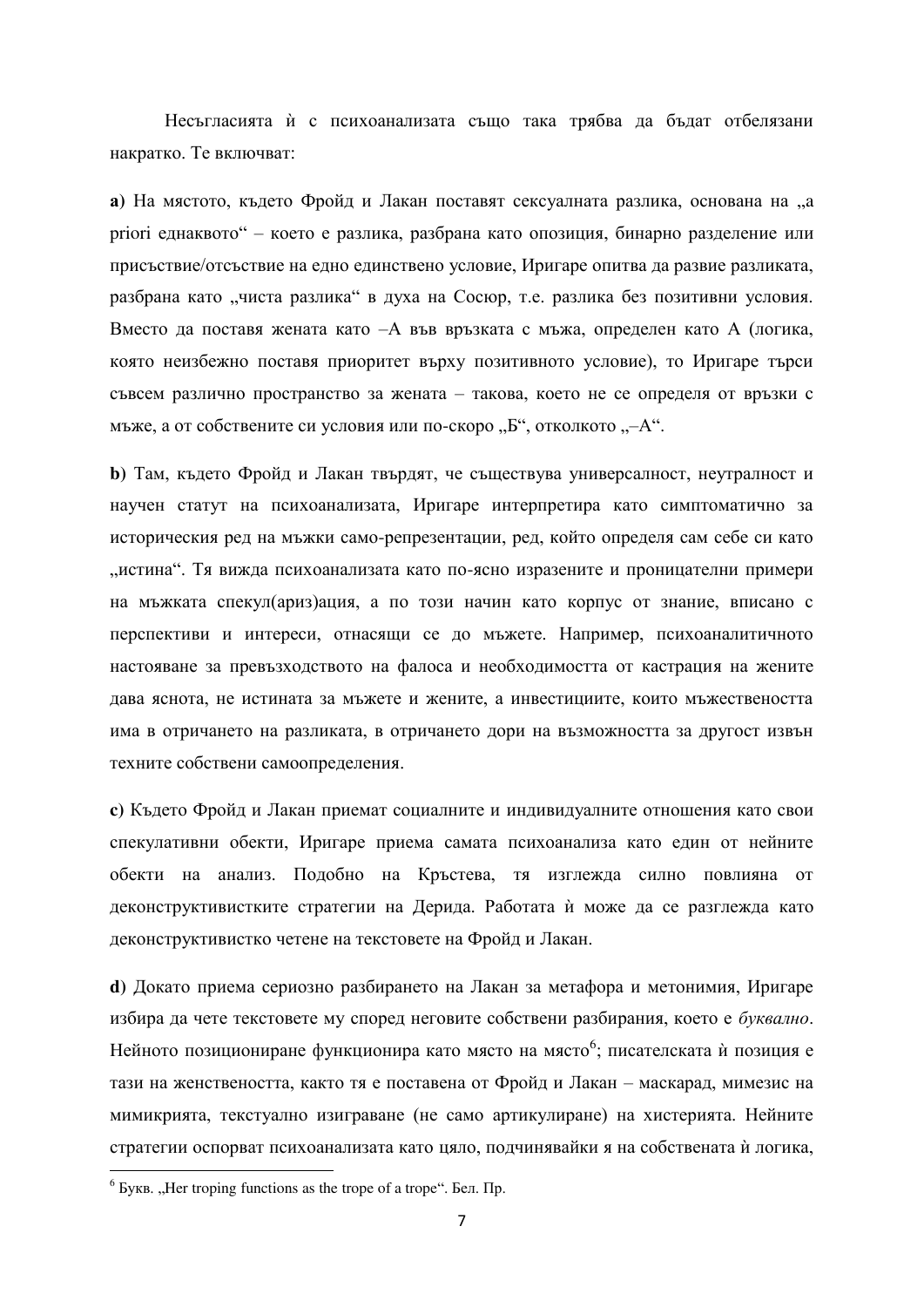Несъгласията ѝ с психоанализата също така трябва да бъдат отбелязани накратко. Те включват:

**a)** На мястото, където Фройд и Лакан поставят сексуалната разлика, основана на „a priori еднаквото" – което е разлика, разбрана като опозиция, бинарно разделение или присъствие/отсъствие на едно единствено условие, Иригаре опитва да развие разликата, разбрана като „чиста разлика" в духа на Сосюр, т.е. разлика без позитивни условия. Вместо да поставя жената като –А във връзката с мъжа, определен като А (логика, която неизбежно поставя приоритет върху позитивното условие), то Иригаре търси съвсем различно пространство за жената – такова, което не се определя от връзки с мъже, а от собствените си условия или по-скоро „Б", отколкото „–А".

**b)** Там, където Фройд и Лакан твърдят, че съществува универсалност, неутралност и научен статут на психоанализата, Иригаре интерпретира като симптоматично за историческия ред на мъжки само-репрезентации, ред, който определя сам себе си като „истина". Тя вижда психоанализата като по-ясно изразените и проницателни примери на мъжката спекул(ариз)ация, а по този начин като корпус от знание, вписано с перспективи и интереси, отнасящи се до мъжете. Например, психоаналитичното настояване за превъзходството на фалоса и необходимостта от кастрация на жените дава яснота, не истината за мъжете и жените, а инвестициите, които мъжествеността има в отричането на разликата, в отричането дори на възможността за другост извън техните собствени самоопределения.

**c)** Където Фройд и Лакан приемат социалните и индивидуалните отношения като свои спекулативни обекти, Иригаре приема самата психоанализа като един от нейните обекти на анализ. Подобно на Кръстева, тя изглежда силно повлияна от деконструктивистките стратегии на Дерида. Работата ѝ може да се разглежда като деконструктивистко четене на текстовете на Фройд и Лакан.

**d)** Докато приема сериозно разбирането на Лакан за метафора и метонимия, Иригаре избира да чете текстовете му според неговите собствени разбирания, което е *буквално*. Нейното позициониране функционира като място на място[6]; писателската ѝ позиция е тази на женствеността, както тя е поставена от Фройд и Лакан – маскарад, мимезис на мимикрията, текстуално изиграване (не само артикулиране) на хистерията. Нейните стратегии оспорват психоанализата като цяло, подчинявайки я на собствената ѝ логика,

[6] Букв. „Her troping functions as the trope of a trope". Бел. Пр.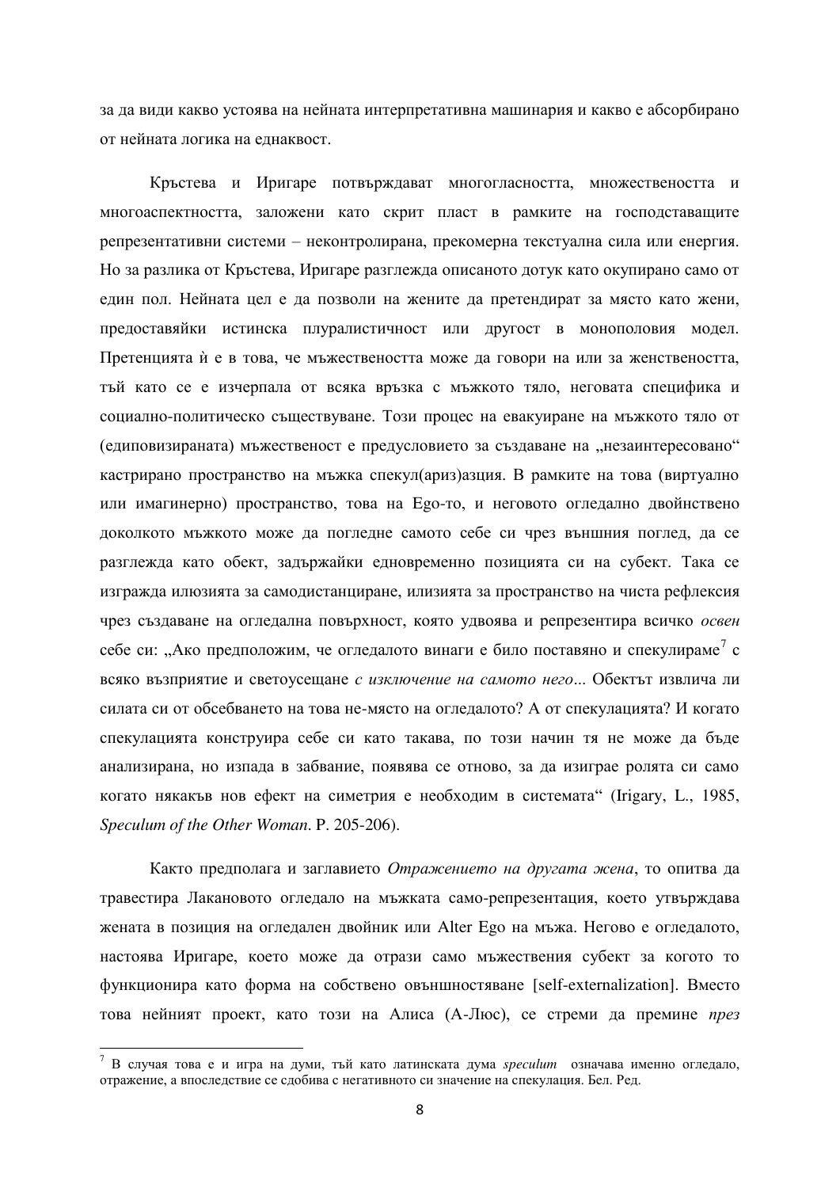за да види какво устоява на нейната интерпретативна машинария и какво е абсорбирано от нейната логика на еднаквост.

Кръстева и Иригаре потвърждават многогласността, множествеността и многоаспектността, заложени като скрит пласт в рамките на господстващите репрезентативни системи – неконтролирана, прекомерна текстуална сила или енергия. Но за разлика от Кръстева, Иригаре разглежда описаното дотук като окупирано само от един пол. Нейната цел е да позволи на жените да претендират за място като жени, предоставяйки истинска плуралистичност или другост в монополовия модел. Претенцията ѝ е в това, че мъжествеността може да говори на или за женствеността, тъй като се е изчерпала от всяка връзка с мъжкото тяло, неговата специфика и социално-политическо съществуване. Този процес на евакуиране на мъжкото тяло от (едиповизираната) мъжественост е предусловието за създаване на „незаинтересовано“ кастрирано пространство на мъжка спекул(ариз)азция. В рамките на това (виртуално или имагинерно) пространство, това на Ego-то, и неговото огледално двойнствено доколкото мъжкото може да погледне самото себе си чрез външния поглед, да се разглежда като обект, задържайки едновременно позицията си на субект. Така се изгражда илюзията за самодистанциране, илизията за пространство на чиста рефлексия чрез създаване на огледална повърхност, която удвоява и репрезентира всичко *освен* себе си: „Ако предположим, че огледалото винаги е било поставяно и спекулираме[7] с всяко възприятие и светоусещане *с изключение на самото него*... Обектът извлича ли силата си от обсебването на това не-място на огледалото? А от спекулацията? И когато спекулацията конструира себе си като такава, по този начин тя не може да бъде анализирана, но изпада в забвание, появява се отново, за да изиграе ролята си само когато някакъв нов ефект на симетрия е необходим в системата“ (Irigary, L., 1985, *Speculum of the Other Woman*. P. 205-206).

Както предполага и заглавието *Отражението на другата жена*, то опитва да травестира Лакановото огледало на мъжката само-репрезентация, което утвърждава жената в позиция на огледален двойник или Alter Ego на мъжа. Негово е огледалото, настоява Иригаре, което може да отрази само мъжествения субект за когото то функционира като форма на собствено овъншностяване [self-externalization]. Вместо това нейният проект, като този на Алиса (А-Люс), се стреми да премине *през*

---

[7] В случая това е и игра на думи, тъй като латинската дума *speculum* означава именно огледало, отражение, а впоследствие се сдобива с негативното си значение на спекулация. Бел. Ред.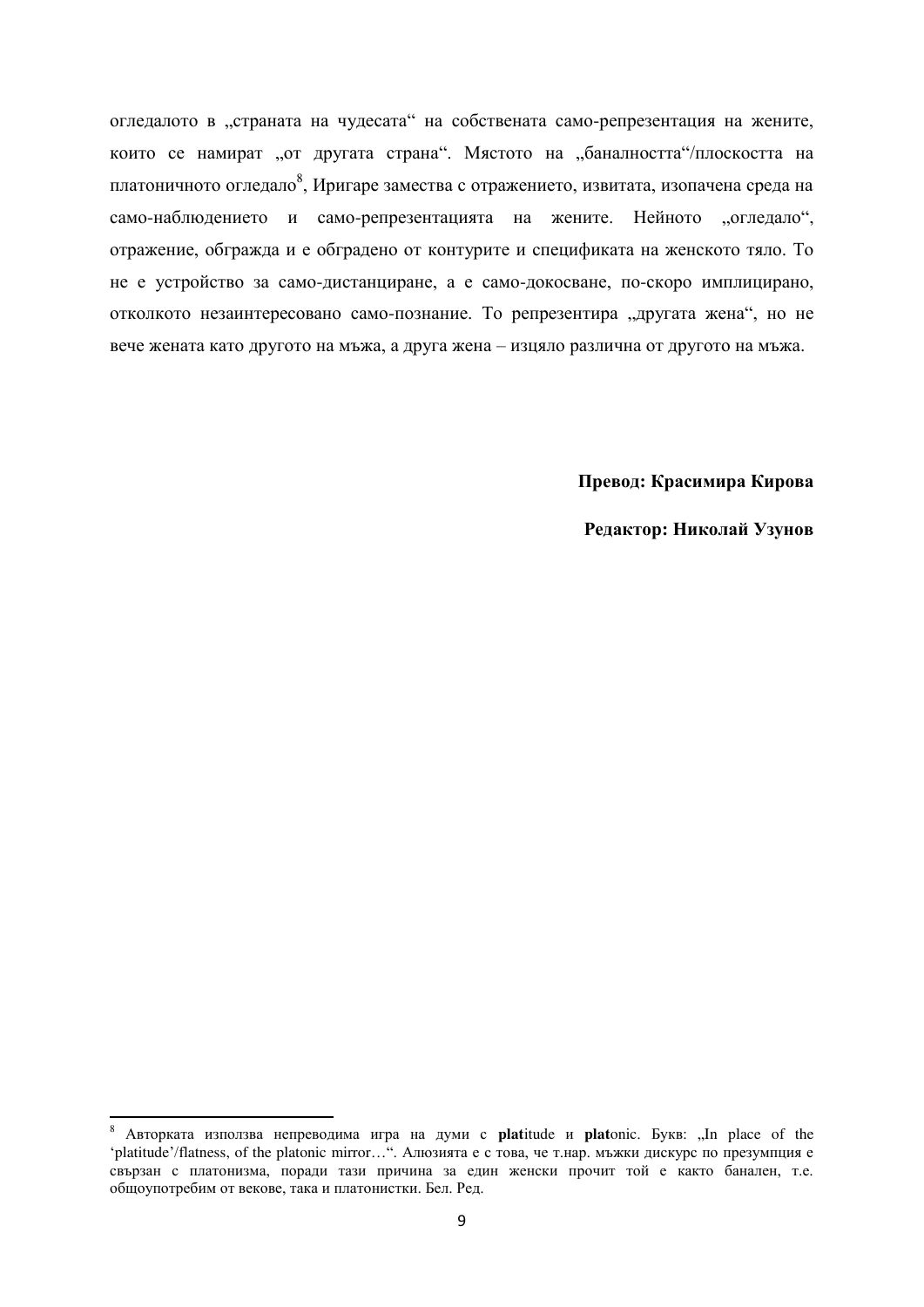огледалото в „страната на чудесата“ на собствената само-репрезентация на жените, които се намират „от другата страна“. Мястото на „баналността“/плоскостта на платоничното огледало[8], Иригаре заменства с отражението, извитата, изопачена среда на само-наблюдението и само-репрезентацията на жените. Нейното „огледало“, отражение, обгражда и е обградено от контурите и спецификата на женското тяло. То не е устройство за само-дистанциране, а е само-докосване, по-скоро имплицирано, отколкото незаинтересовано само-познание. То репрезентира „другата жена“, но не вече жената като другото на мъжа, а друга жена – изцяло различна от другото на мъжа.

**Превод: Красимира Кирова**

**Редактор: Николай Узунов**

---

[8] Авторката използва непреводима игра на думи с **plat**itude и **plat**onic. Букв: „In place of the ‘platitude’/flatness, of the platonic mirror…“. Алюзията е с това, че т.нар. мъжки дискурс по презумпция е свързан с платонизма, поради тази причина за един женски прочит той е както банален, т.е. общоупотребим от векове, така и платонистки. Бел. Ред.